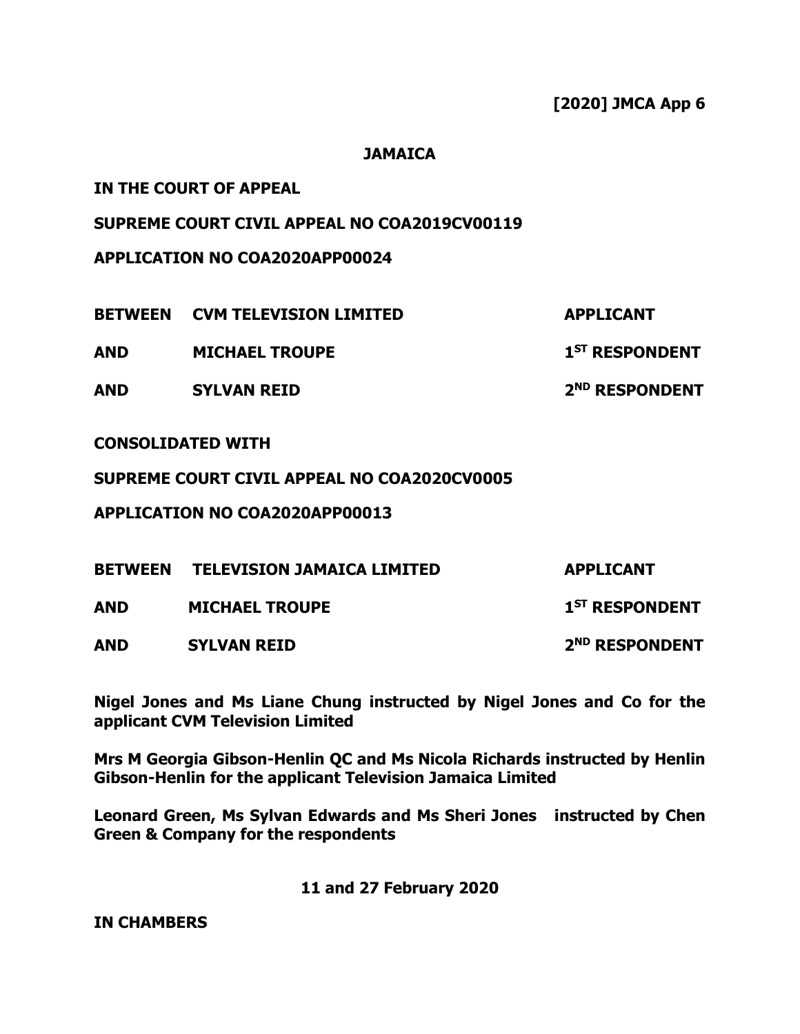**[2020] JMCA App 6**

**JAMAICA**

**IN THE COURT OF APPEAL**

**SUPREME COURT CIVIL APPEAL NO COA2019CV00119**

**APPLICATION NO COA2020APP00024**

| | | |
|---|---|---|
| **BETWEEN** | **CVM TELEVISION LIMITED** | **APPLICANT** |
| **AND** | **MICHAEL TROUPE** | **1ST RESPONDENT** |
| **AND** | **SYLVAN REID** | **2ND RESPONDENT** |

**CONSOLIDATED WITH**

**SUPREME COURT CIVIL APPEAL NO COA2020CV0005**

**APPLICATION NO COA2020APP00013**

| | | |
|---|---|---|
| **BETWEEN** | **TELEVISION JAMAICA LIMITED** | **APPLICANT** |
| **AND** | **MICHAEL TROUPE** | **1ST RESPONDENT** |
| **AND** | **SYLVAN REID** | **2ND RESPONDENT** |

**Nigel Jones and Ms Liane Chung instructed by Nigel Jones and Co for the applicant CVM Television Limited**

**Mrs M Georgia Gibson-Henlin QC and Ms Nicola Richards instructed by Henlin Gibson-Henlin for the applicant Television Jamaica Limited**

**Leonard Green, Ms Sylvan Edwards and Ms Sheri Jones instructed by Chen Green & Company for the respondents**

**11 and 27 February 2020**

**IN CHAMBERS**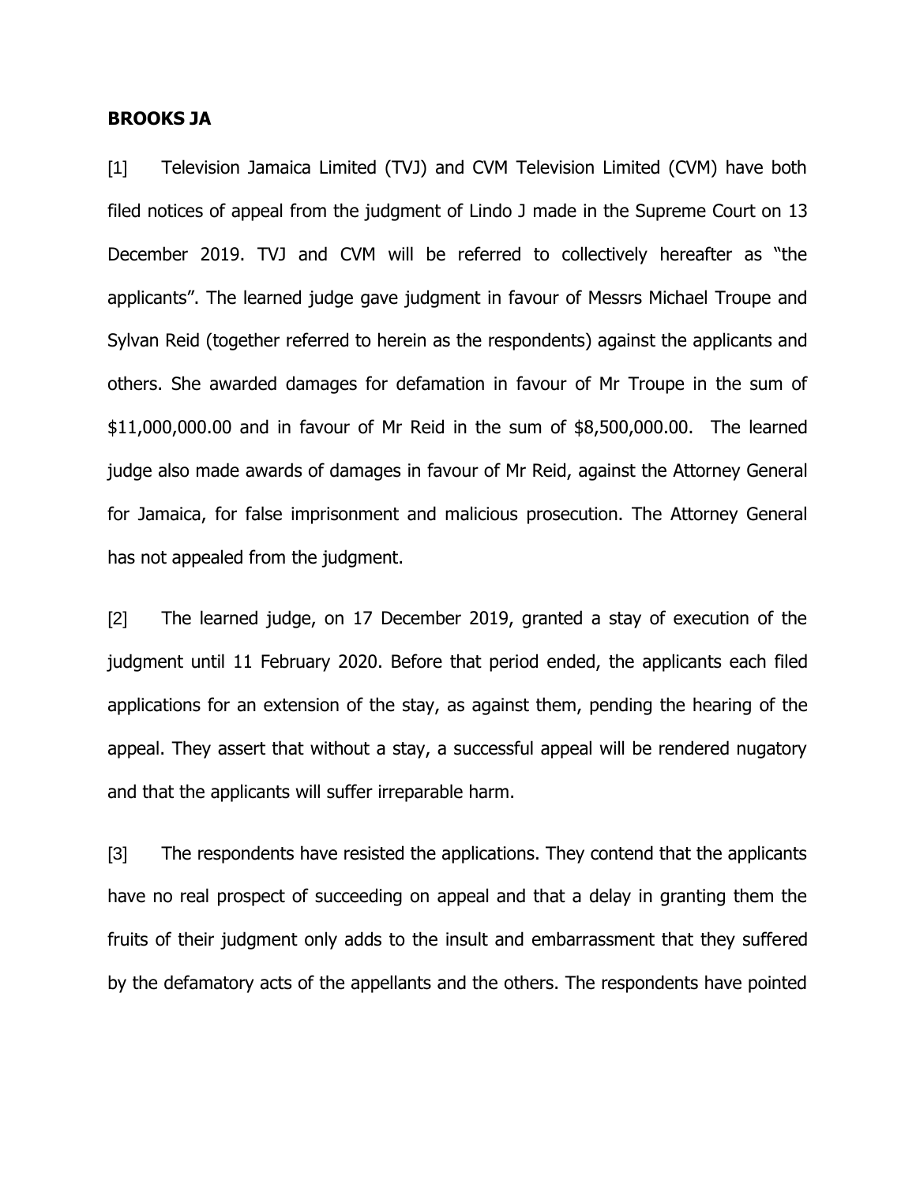**BROOKS JA**

[1] Television Jamaica Limited (TVJ) and CVM Television Limited (CVM) have both filed notices of appeal from the judgment of Lindo J made in the Supreme Court on 13 December 2019. TVJ and CVM will be referred to collectively hereafter as "the applicants". The learned judge gave judgment in favour of Messrs Michael Troupe and Sylvan Reid (together referred to herein as the respondents) against the applicants and others. She awarded damages for defamation in favour of Mr Troupe in the sum of $11,000,000.00 and in favour of Mr Reid in the sum of $8,500,000.00. The learned judge also made awards of damages in favour of Mr Reid, against the Attorney General for Jamaica, for false imprisonment and malicious prosecution. The Attorney General has not appealed from the judgment.

[2] The learned judge, on 17 December 2019, granted a stay of execution of the judgment until 11 February 2020. Before that period ended, the applicants each filed applications for an extension of the stay, as against them, pending the hearing of the appeal. They assert that without a stay, a successful appeal will be rendered nugatory and that the applicants will suffer irreparable harm.

[3] The respondents have resisted the applications. They contend that the applicants have no real prospect of succeeding on appeal and that a delay in granting them the fruits of their judgment only adds to the insult and embarrassment that they suffered by the defamatory acts of the appellants and the others. The respondents have pointed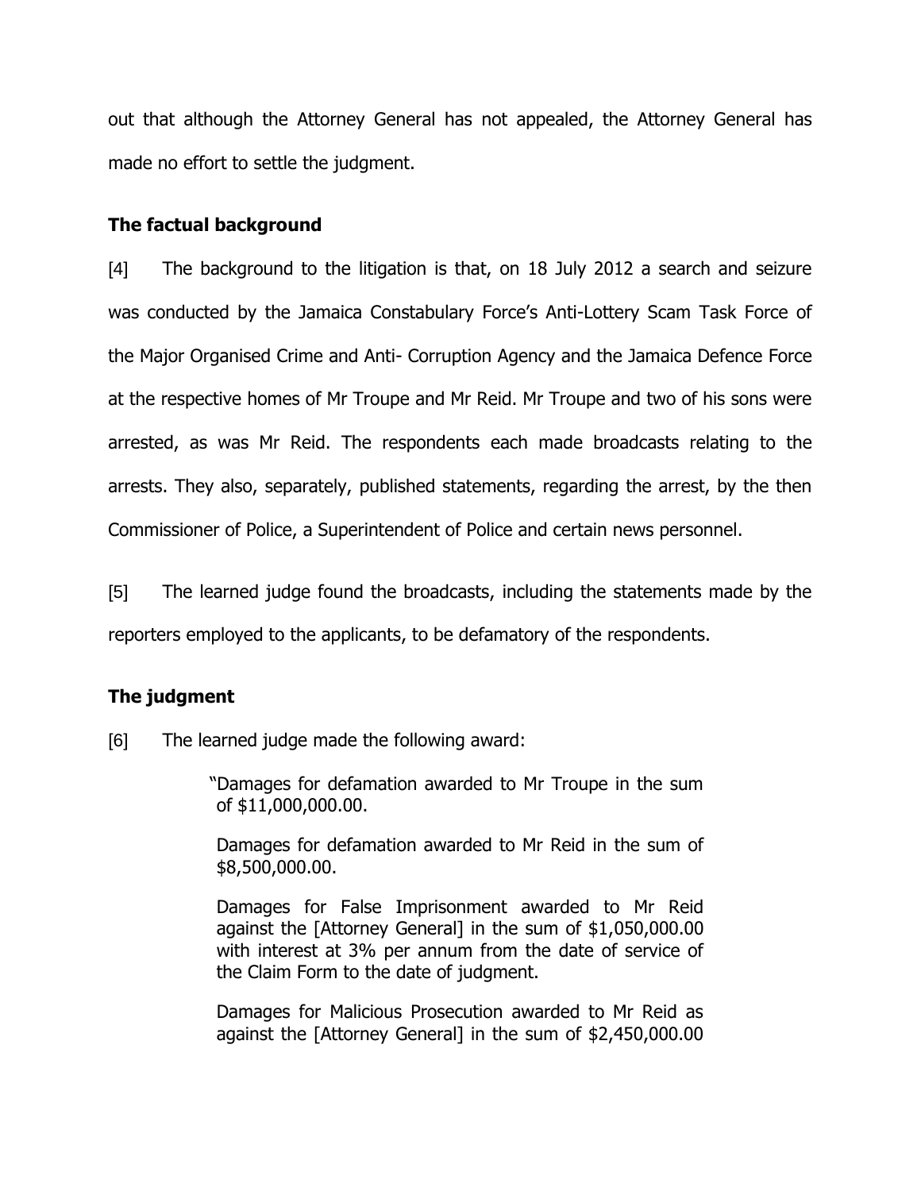out that although the Attorney General has not appealed, the Attorney General has made no effort to settle the judgment.

### The factual background

[4] The background to the litigation is that, on 18 July 2012 a search and seizure was conducted by the Jamaica Constabulary Force's Anti-Lottery Scam Task Force of the Major Organised Crime and Anti- Corruption Agency and the Jamaica Defence Force at the respective homes of Mr Troupe and Mr Reid. Mr Troupe and two of his sons were arrested, as was Mr Reid. The respondents each made broadcasts relating to the arrests. They also, separately, published statements, regarding the arrest, by the then Commissioner of Police, a Superintendent of Police and certain news personnel.

[5] The learned judge found the broadcasts, including the statements made by the reporters employed to the applicants, to be defamatory of the respondents.

### The judgment

[6] The learned judge made the following award:

> "Damages for defamation awarded to Mr Troupe in the sum of $11,000,000.00.
>
> Damages for defamation awarded to Mr Reid in the sum of $8,500,000.00.
>
> Damages for False Imprisonment awarded to Mr Reid against the [Attorney General] in the sum of $1,050,000.00 with interest at 3% per annum from the date of service of the Claim Form to the date of judgment.
>
> Damages for Malicious Prosecution awarded to Mr Reid as against the [Attorney General] in the sum of $2,450,000.00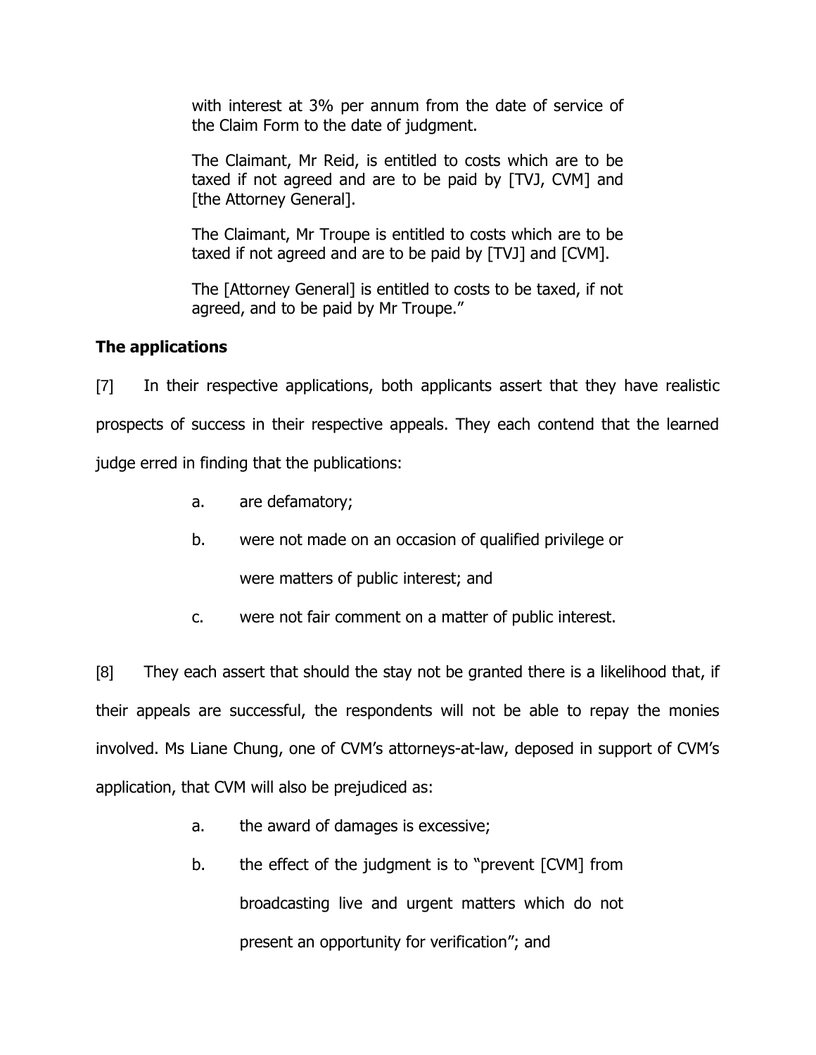> with interest at 3% per annum from the date of service of the Claim Form to the date of judgment.
>
> The Claimant, Mr Reid, is entitled to costs which are to be taxed if not agreed and are to be paid by [TVJ, CVM] and [the Attorney General].
>
> The Claimant, Mr Troupe is entitled to costs which are to be taxed if not agreed and are to be paid by [TVJ] and [CVM].
>
> The [Attorney General] is entitled to costs to be taxed, if not agreed, and to be paid by Mr Troupe."

**The applications**

[7] In their respective applications, both applicants assert that they have realistic prospects of success in their respective appeals. They each contend that the learned judge erred in finding that the publications:

a. are defamatory;

b. were not made on an occasion of qualified privilege or were matters of public interest; and

c. were not fair comment on a matter of public interest.

[8] They each assert that should the stay not be granted there is a likelihood that, if their appeals are successful, the respondents will not be able to repay the monies involved. Ms Liane Chung, one of CVM's attorneys-at-law, deposed in support of CVM's application, that CVM will also be prejudiced as:

a. the award of damages is excessive;

b. the effect of the judgment is to "prevent [CVM] from broadcasting live and urgent matters which do not present an opportunity for verification"; and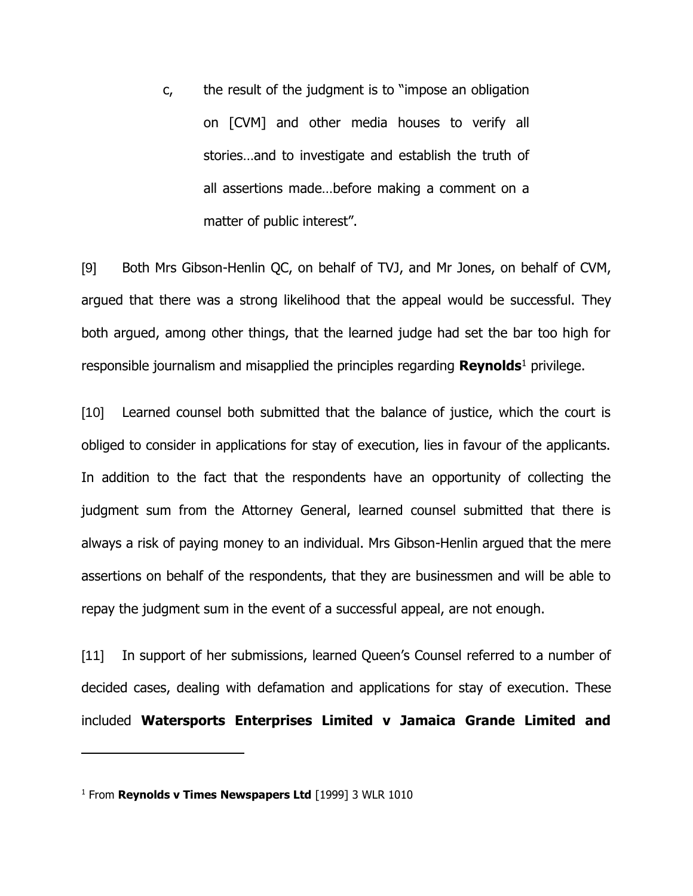c, the result of the judgment is to "impose an obligation on [CVM] and other media houses to verify all stories…and to investigate and establish the truth of all assertions made…before making a comment on a matter of public interest".

[9] Both Mrs Gibson-Henlin QC, on behalf of TVJ, and Mr Jones, on behalf of CVM, argued that there was a strong likelihood that the appeal would be successful. They both argued, among other things, that the learned judge had set the bar too high for responsible journalism and misapplied the principles regarding **Reynolds**[1] privilege.

[10] Learned counsel both submitted that the balance of justice, which the court is obliged to consider in applications for stay of execution, lies in favour of the applicants. In addition to the fact that the respondents have an opportunity of collecting the judgment sum from the Attorney General, learned counsel submitted that there is always a risk of paying money to an individual. Mrs Gibson-Henlin argued that the mere assertions on behalf of the respondents, that they are businessmen and will be able to repay the judgment sum in the event of a successful appeal, are not enough.

[11] In support of her submissions, learned Queen's Counsel referred to a number of decided cases, dealing with defamation and applications for stay of execution. These included **Watersports Enterprises Limited v Jamaica Grande Limited and**

---

[1] From **Reynolds v Times Newspapers Ltd** [1999] 3 WLR 1010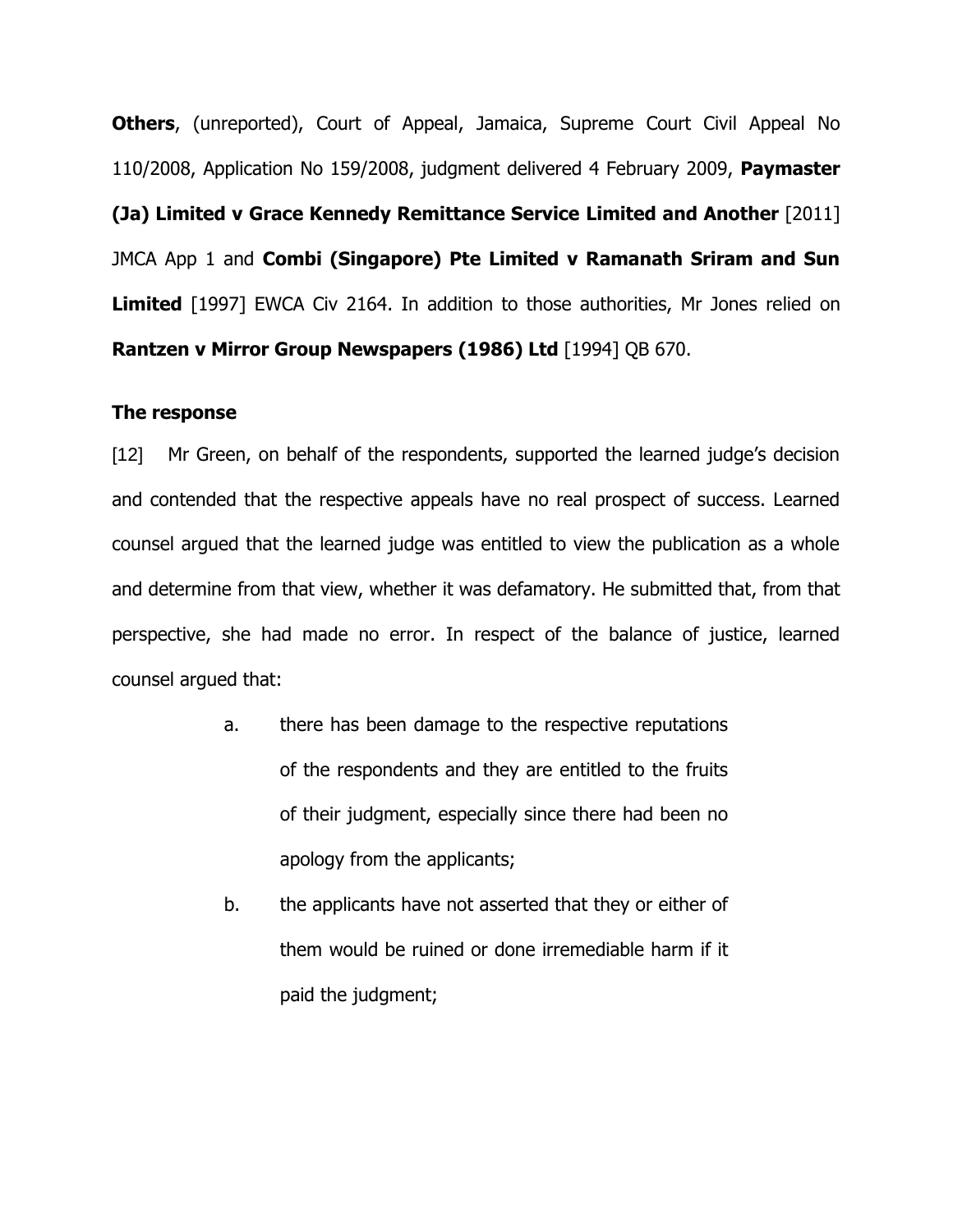**Others**, (unreported), Court of Appeal, Jamaica, Supreme Court Civil Appeal No 110/2008, Application No 159/2008, judgment delivered 4 February 2009, **Paymaster (Ja) Limited v Grace Kennedy Remittance Service Limited and Another** [2011] JMCA App 1 and **Combi (Singapore) Pte Limited v Ramanath Sriram and Sun Limited** [1997] EWCA Civ 2164. In addition to those authorities, Mr Jones relied on **Rantzen v Mirror Group Newspapers (1986) Ltd** [1994] QB 670.

**The response**

[12] Mr Green, on behalf of the respondents, supported the learned judge's decision and contended that the respective appeals have no real prospect of success. Learned counsel argued that the learned judge was entitled to view the publication as a whole and determine from that view, whether it was defamatory. He submitted that, from that perspective, she had made no error. In respect of the balance of justice, learned counsel argued that:

a. there has been damage to the respective reputations of the respondents and they are entitled to the fruits of their judgment, especially since there had been no apology from the applicants;

b. the applicants have not asserted that they or either of them would be ruined or done irremediable harm if it paid the judgment;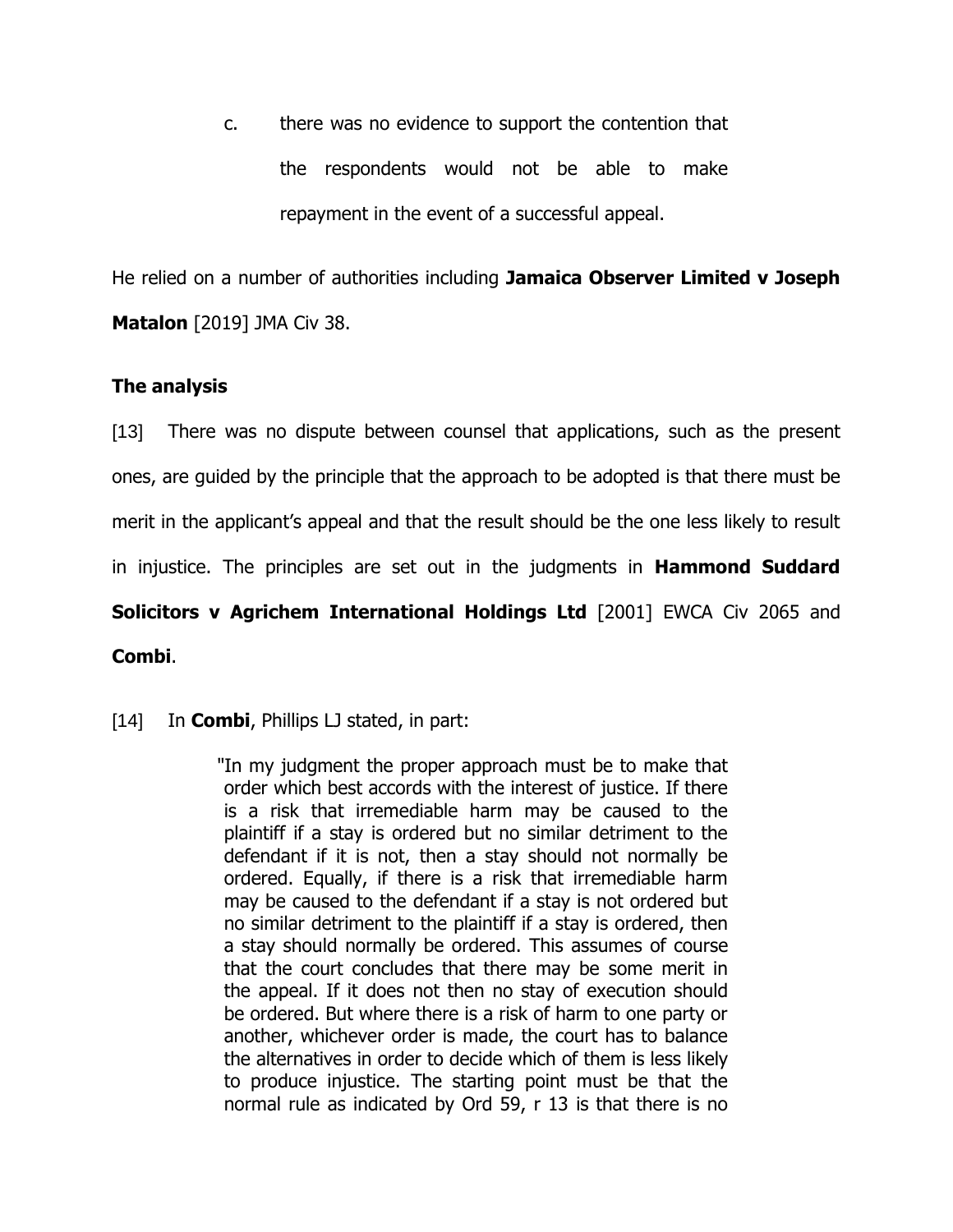c. there was no evidence to support the contention that the respondents would not be able to make repayment in the event of a successful appeal.

He relied on a number of authorities including **Jamaica Observer Limited v Joseph Matalon** [2019] JMA Civ 38.

**The analysis**

[13] There was no dispute between counsel that applications, such as the present ones, are guided by the principle that the approach to be adopted is that there must be merit in the applicant's appeal and that the result should be the one less likely to result in injustice. The principles are set out in the judgments in **Hammond Suddard Solicitors v Agrichem International Holdings Ltd** [2001] EWCA Civ 2065 and **Combi**.

[14] In **Combi**, Phillips LJ stated, in part:

> "In my judgment the proper approach must be to make that order which best accords with the interest of justice. If there is a risk that irremediable harm may be caused to the plaintiff if a stay is ordered but no similar detriment to the defendant if it is not, then a stay should not normally be ordered. Equally, if there is a risk that irremediable harm may be caused to the defendant if a stay is not ordered but no similar detriment to the plaintiff if a stay is ordered, then a stay should normally be ordered. This assumes of course that the court concludes that there may be some merit in the appeal. If it does not then no stay of execution should be ordered. But where there is a risk of harm to one party or another, whichever order is made, the court has to balance the alternatives in order to decide which of them is less likely to produce injustice. The starting point must be that the normal rule as indicated by Ord 59, r 13 is that there is no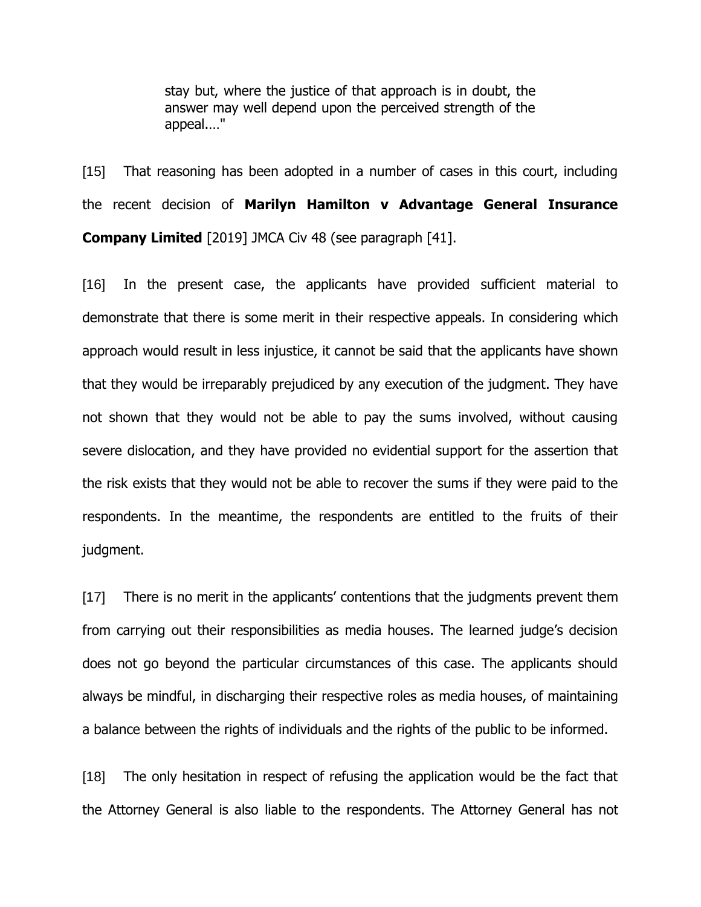> stay but, where the justice of that approach is in doubt, the answer may well depend upon the perceived strength of the appeal...."

[15] That reasoning has been adopted in a number of cases in this court, including the recent decision of **Marilyn Hamilton v Advantage General Insurance Company Limited** [2019] JMCA Civ 48 (see paragraph [41].

[16] In the present case, the applicants have provided sufficient material to demonstrate that there is some merit in their respective appeals. In considering which approach would result in less injustice, it cannot be said that the applicants have shown that they would be irreparably prejudiced by any execution of the judgment. They have not shown that they would not be able to pay the sums involved, without causing severe dislocation, and they have provided no evidential support for the assertion that the risk exists that they would not be able to recover the sums if they were paid to the respondents. In the meantime, the respondents are entitled to the fruits of their judgment.

[17] There is no merit in the applicants' contentions that the judgments prevent them from carrying out their responsibilities as media houses. The learned judge's decision does not go beyond the particular circumstances of this case. The applicants should always be mindful, in discharging their respective roles as media houses, of maintaining a balance between the rights of individuals and the rights of the public to be informed.

[18] The only hesitation in respect of refusing the application would be the fact that the Attorney General is also liable to the respondents. The Attorney General has not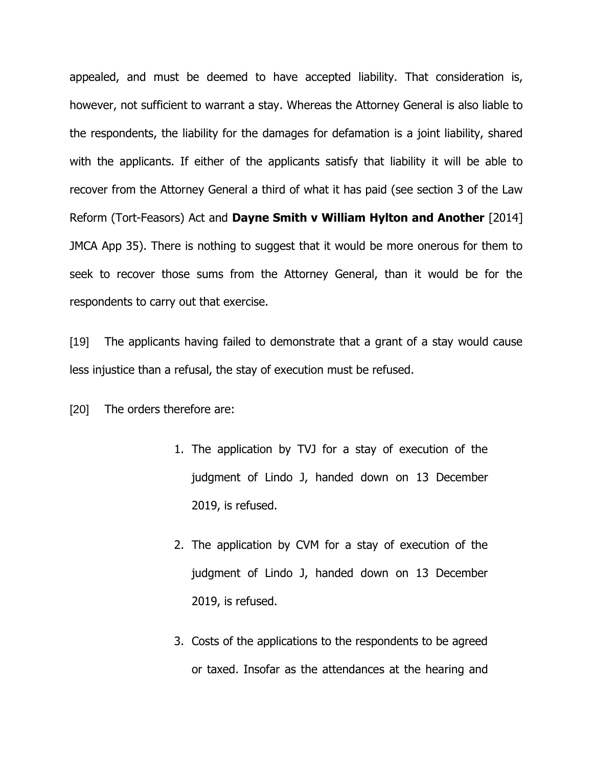appealed, and must be deemed to have accepted liability. That consideration is, however, not sufficient to warrant a stay. Whereas the Attorney General is also liable to the respondents, the liability for the damages for defamation is a joint liability, shared with the applicants. If either of the applicants satisfy that liability it will be able to recover from the Attorney General a third of what it has paid (see section 3 of the Law Reform (Tort-Feasors) Act and **Dayne Smith v William Hylton and Another** [2014] JMCA App 35). There is nothing to suggest that it would be more onerous for them to seek to recover those sums from the Attorney General, than it would be for the respondents to carry out that exercise.

[19] The applicants having failed to demonstrate that a grant of a stay would cause less injustice than a refusal, the stay of execution must be refused.

[20] The orders therefore are:

1. The application by TVJ for a stay of execution of the judgment of Lindo J, handed down on 13 December 2019, is refused.

2. The application by CVM for a stay of execution of the judgment of Lindo J, handed down on 13 December 2019, is refused.

3. Costs of the applications to the respondents to be agreed or taxed. Insofar as the attendances at the hearing and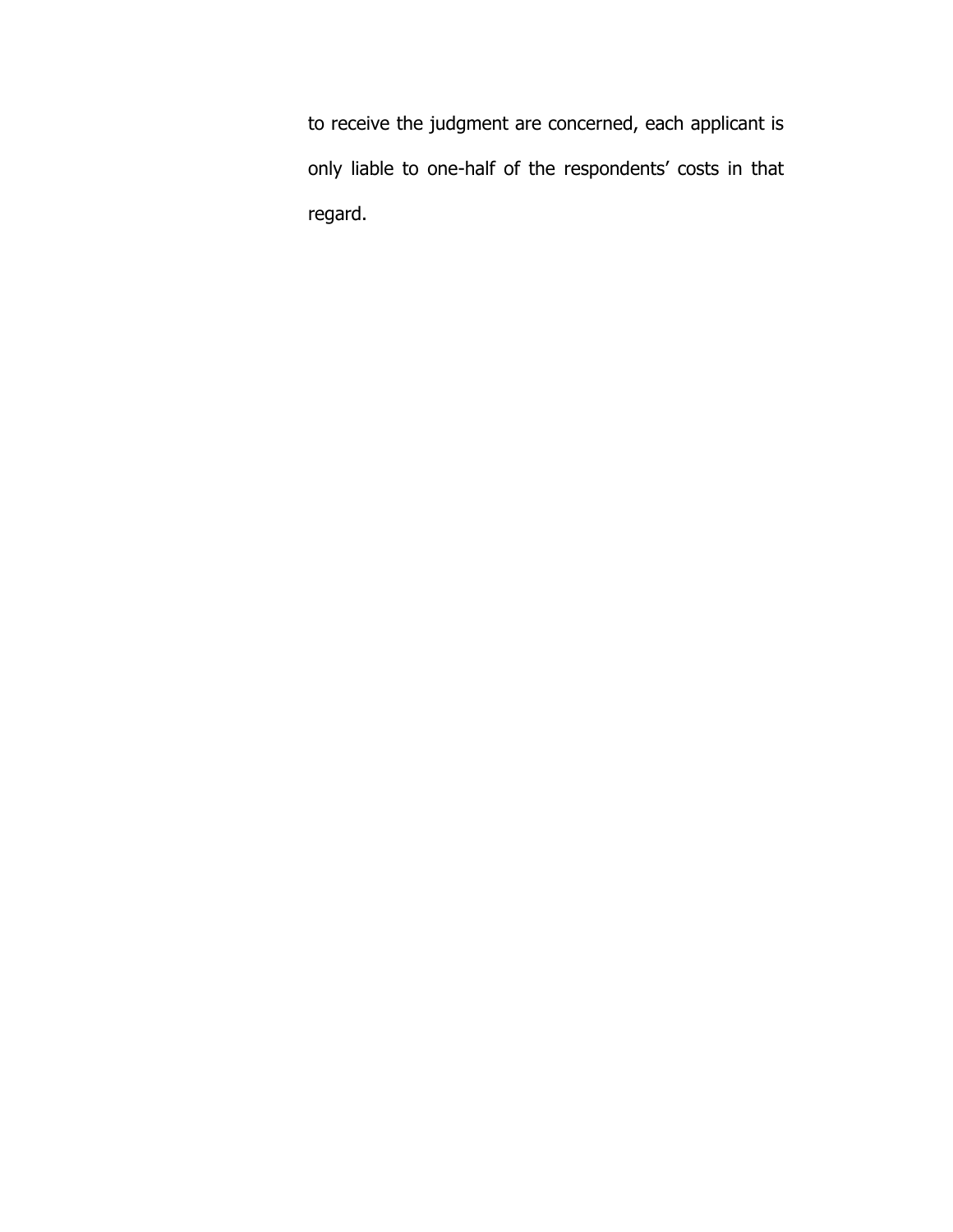to receive the judgment are concerned, each applicant is only liable to one-half of the respondents' costs in that regard.